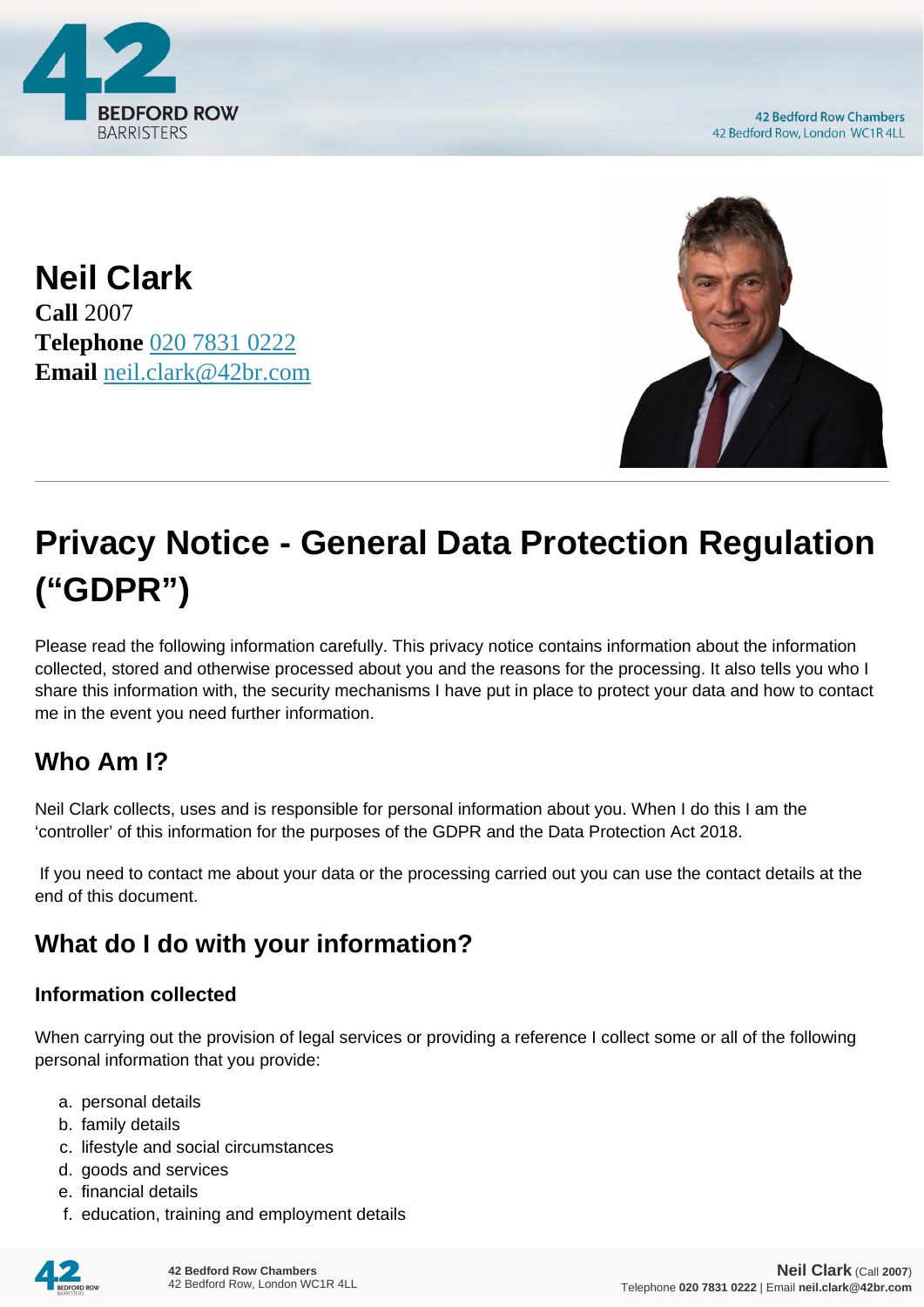# Neil Clark

**Call** 2007
**Telephone** 020 7831 0222
**Email** neil.clark@42br.com

# Privacy Notice - General Data Protection Regulation ("GDPR")

Please read the following information carefully. This privacy notice contains information about the information collected, stored and otherwise processed about you and the reasons for the processing. It also tells you who I share this information with, the security mechanisms I have put in place to protect your data and how to contact me in the event you need further information.

## Who Am I?

Neil Clark collects, uses and is responsible for personal information about you. When I do this I am the 'controller' of this information for the purposes of the GDPR and the Data Protection Act 2018.

If you need to contact me about your data or the processing carried out you can use the contact details at the end of this document.

## What do I do with your information?

### Information collected

When carrying out the provision of legal services or providing a reference I collect some or all of the following personal information that you provide:

a. personal details
b. family details
c. lifestyle and social circumstances
d. goods and services
e. financial details
f. education, training and employment details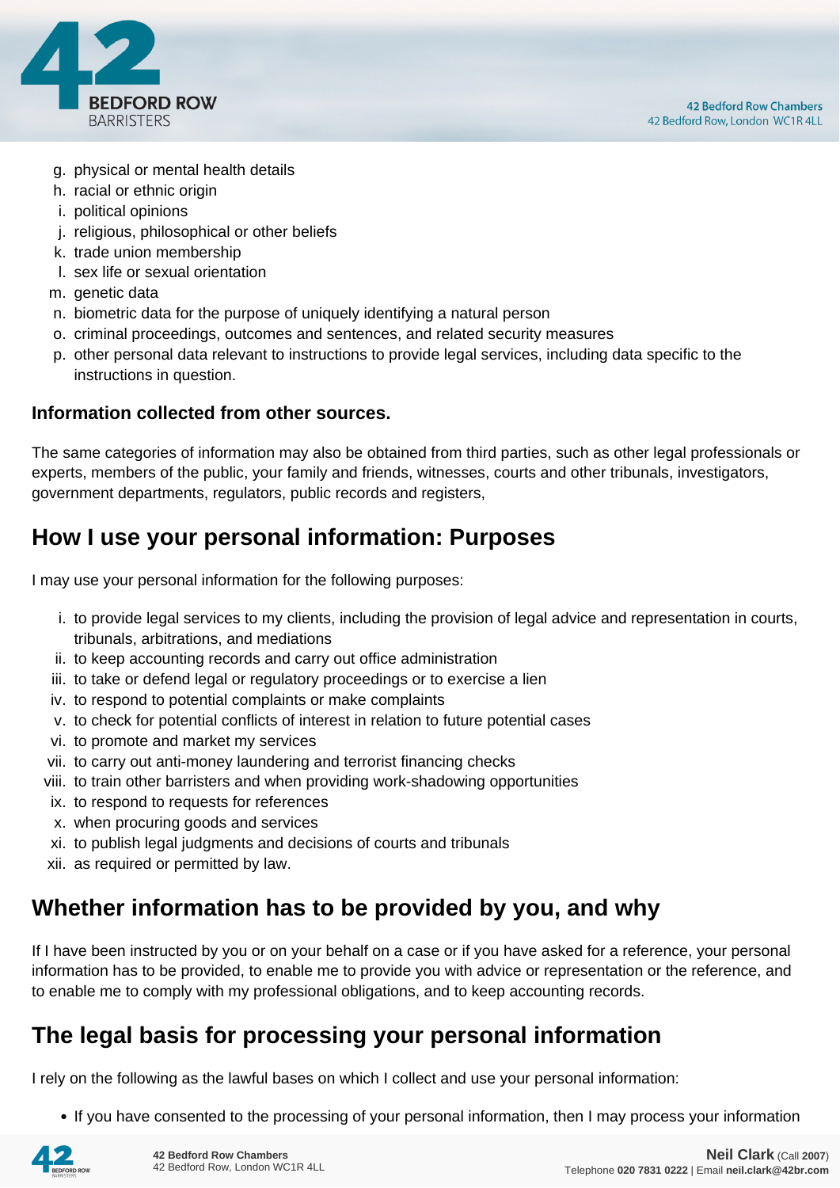g. physical or mental health details
h. racial or ethnic origin
i. political opinions
j. religious, philosophical or other beliefs
k. trade union membership
l. sex life or sexual orientation
m. genetic data
n. biometric data for the purpose of uniquely identifying a natural person
o. criminal proceedings, outcomes and sentences, and related security measures
p. other personal data relevant to instructions to provide legal services, including data specific to the instructions in question.

**Information collected from other sources.**

The same categories of information may also be obtained from third parties, such as other legal professionals or experts, members of the public, your family and friends, witnesses, courts and other tribunals, investigators, government departments, regulators, public records and registers,

## How I use your personal information: Purposes

I may use your personal information for the following purposes:

i. to provide legal services to my clients, including the provision of legal advice and representation in courts, tribunals, arbitrations, and mediations
ii. to keep accounting records and carry out office administration
iii. to take or defend legal or regulatory proceedings or to exercise a lien
iv. to respond to potential complaints or make complaints
v. to check for potential conflicts of interest in relation to future potential cases
vi. to promote and market my services
vii. to carry out anti-money laundering and terrorist financing checks
viii. to train other barristers and when providing work-shadowing opportunities
ix. to respond to requests for references
x. when procuring goods and services
xi. to publish legal judgments and decisions of courts and tribunals
xii. as required or permitted by law.

## Whether information has to be provided by you, and why

If I have been instructed by you or on your behalf on a case or if you have asked for a reference, your personal information has to be provided, to enable me to provide you with advice or representation or the reference, and to enable me to comply with my professional obligations, and to keep accounting records.

## The legal basis for processing your personal information

I rely on the following as the lawful bases on which I collect and use your personal information:

- If you have consented to the processing of your personal information, then I may process your information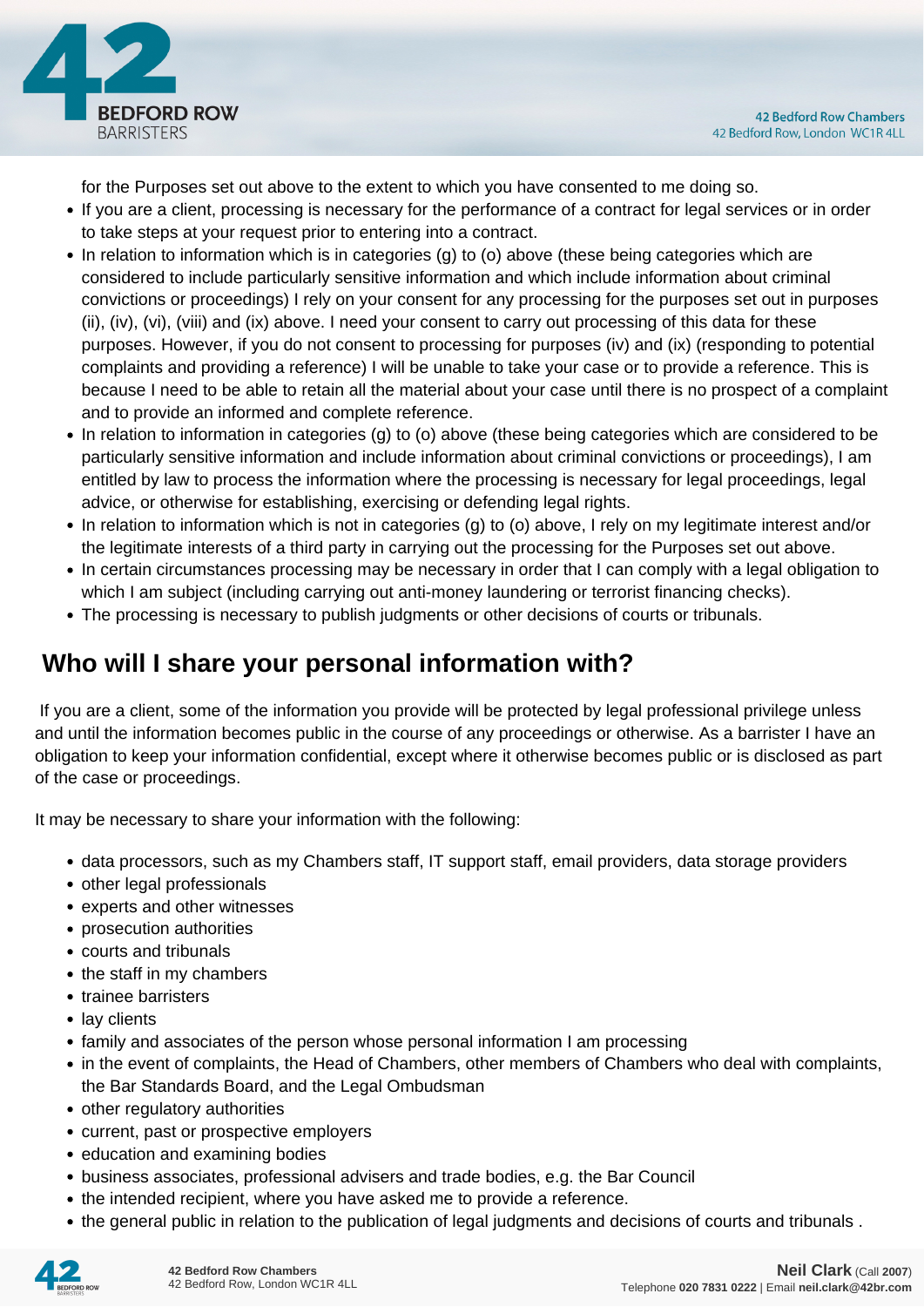for the Purposes set out above to the extent to which you have consented to me doing so.

- If you are a client, processing is necessary for the performance of a contract for legal services or in order to take steps at your request prior to entering into a contract.
- In relation to information which is in categories (g) to (o) above (these being categories which are considered to include particularly sensitive information and which include information about criminal convictions or proceedings) I rely on your consent for any processing for the purposes set out in purposes (ii), (iv), (vi), (viii) and (ix) above. I need your consent to carry out processing of this data for these purposes. However, if you do not consent to processing for purposes (iv) and (ix) (responding to potential complaints and providing a reference) I will be unable to take your case or to provide a reference. This is because I need to be able to retain all the material about your case until there is no prospect of a complaint and to provide an informed and complete reference.
- In relation to information in categories (g) to (o) above (these being categories which are considered to be particularly sensitive information and include information about criminal convictions or proceedings), I am entitled by law to process the information where the processing is necessary for legal proceedings, legal advice, or otherwise for establishing, exercising or defending legal rights.
- In relation to information which is not in categories (g) to (o) above, I rely on my legitimate interest and/or the legitimate interests of a third party in carrying out the processing for the Purposes set out above.
- In certain circumstances processing may be necessary in order that I can comply with a legal obligation to which I am subject (including carrying out anti-money laundering or terrorist financing checks).
- The processing is necessary to publish judgments or other decisions of courts or tribunals.

## Who will I share your personal information with?

If you are a client, some of the information you provide will be protected by legal professional privilege unless and until the information becomes public in the course of any proceedings or otherwise. As a barrister I have an obligation to keep your information confidential, except where it otherwise becomes public or is disclosed as part of the case or proceedings.

It may be necessary to share your information with the following:

- data processors, such as my Chambers staff, IT support staff, email providers, data storage providers
- other legal professionals
- experts and other witnesses
- prosecution authorities
- courts and tribunals
- the staff in my chambers
- trainee barristers
- lay clients
- family and associates of the person whose personal information I am processing
- in the event of complaints, the Head of Chambers, other members of Chambers who deal with complaints, the Bar Standards Board, and the Legal Ombudsman
- other regulatory authorities
- current, past or prospective employers
- education and examining bodies
- business associates, professional advisers and trade bodies, e.g. the Bar Council
- the intended recipient, where you have asked me to provide a reference.
- the general public in relation to the publication of legal judgments and decisions of courts and tribunals .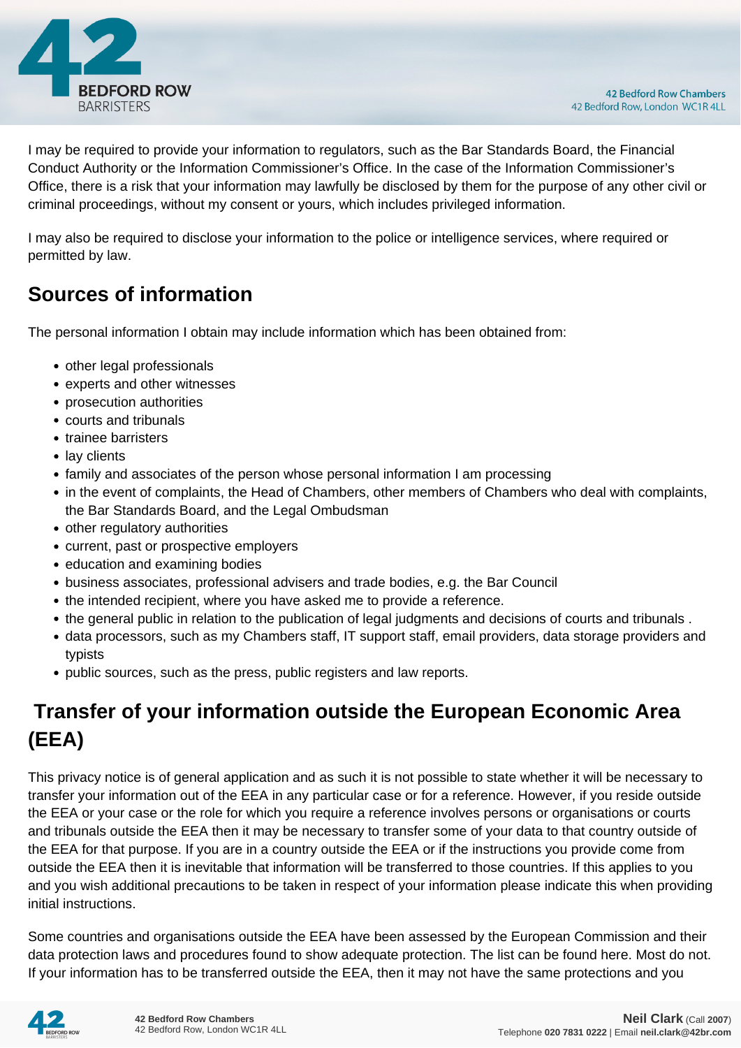I may be required to provide your information to regulators, such as the Bar Standards Board, the Financial Conduct Authority or the Information Commissioner's Office. In the case of the Information Commissioner's Office, there is a risk that your information may lawfully be disclosed by them for the purpose of any other civil or criminal proceedings, without my consent or yours, which includes privileged information.

I may also be required to disclose your information to the police or intelligence services, where required or permitted by law.

## Sources of information

The personal information I obtain may include information which has been obtained from:

- other legal professionals
- experts and other witnesses
- prosecution authorities
- courts and tribunals
- trainee barristers
- lay clients
- family and associates of the person whose personal information I am processing
- in the event of complaints, the Head of Chambers, other members of Chambers who deal with complaints, the Bar Standards Board, and the Legal Ombudsman
- other regulatory authorities
- current, past or prospective employers
- education and examining bodies
- business associates, professional advisers and trade bodies, e.g. the Bar Council
- the intended recipient, where you have asked me to provide a reference.
- the general public in relation to the publication of legal judgments and decisions of courts and tribunals .
- data processors, such as my Chambers staff, IT support staff, email providers, data storage providers and typists
- public sources, such as the press, public registers and law reports.

## Transfer of your information outside the European Economic Area (EEA)

This privacy notice is of general application and as such it is not possible to state whether it will be necessary to transfer your information out of the EEA in any particular case or for a reference. However, if you reside outside the EEA or your case or the role for which you require a reference involves persons or organisations or courts and tribunals outside the EEA then it may be necessary to transfer some of your data to that country outside of the EEA for that purpose. If you are in a country outside the EEA or if the instructions you provide come from outside the EEA then it is inevitable that information will be transferred to those countries. If this applies to you and you wish additional precautions to be taken in respect of your information please indicate this when providing initial instructions.

Some countries and organisations outside the EEA have been assessed by the European Commission and their data protection laws and procedures found to show adequate protection. The list can be found here. Most do not. If your information has to be transferred outside the EEA, then it may not have the same protections and you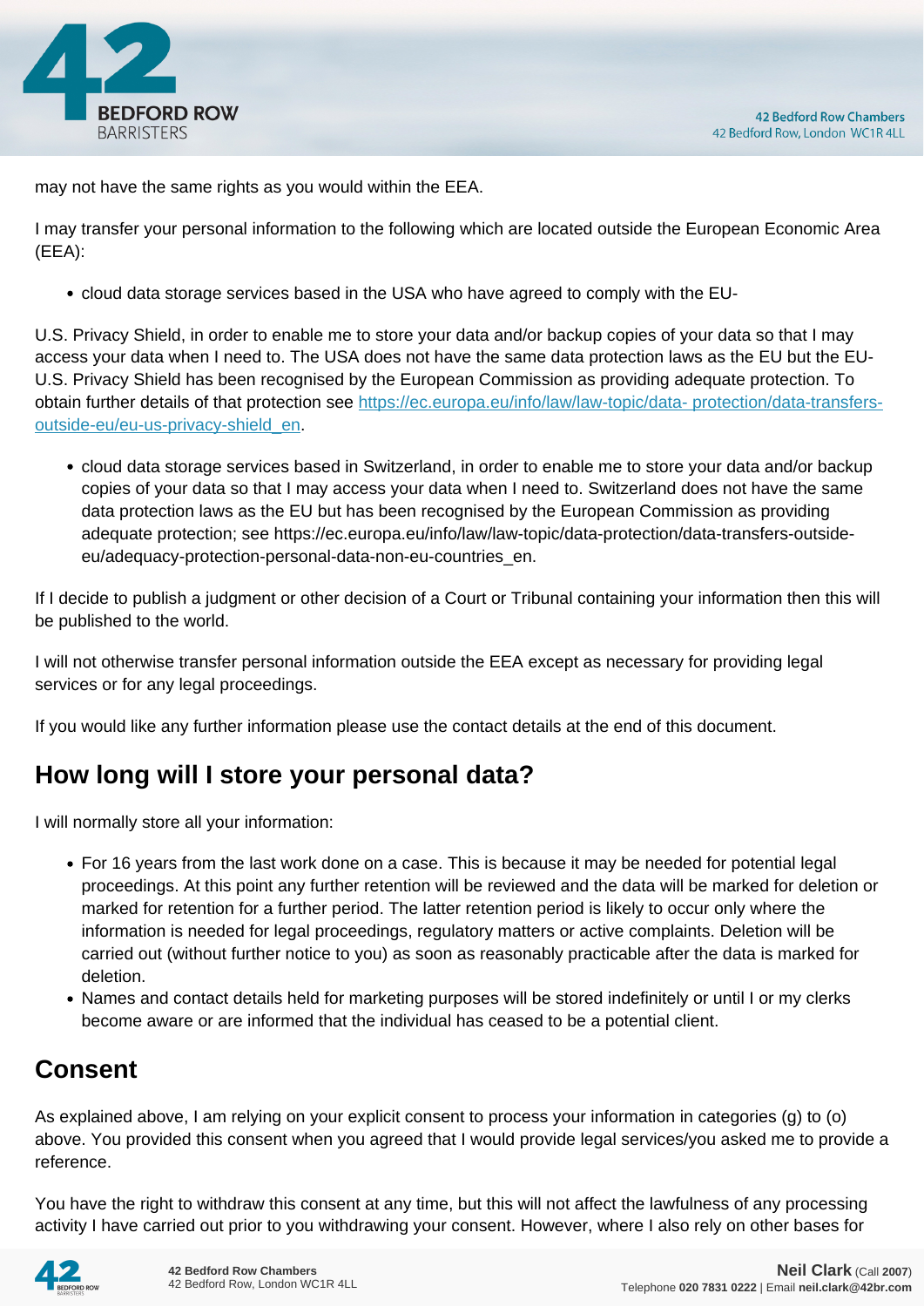may not have the same rights as you would within the EEA.

I may transfer your personal information to the following which are located outside the European Economic Area (EEA):

- cloud data storage services based in the USA who have agreed to comply with the EU-

U.S. Privacy Shield, in order to enable me to store your data and/or backup copies of your data so that I may access your data when I need to. The USA does not have the same data protection laws as the EU but the EU-U.S. Privacy Shield has been recognised by the European Commission as providing adequate protection. To obtain further details of that protection see [https://ec.europa.eu/info/law/law-topic/data- protection/data-transfers-outside-eu/eu-us-privacy-shield_en](https://ec.europa.eu/info/law/law-topic/data-protection/data-transfers-outside-eu/eu-us-privacy-shield_en).

- cloud data storage services based in Switzerland, in order to enable me to store your data and/or backup copies of your data so that I may access your data when I need to. Switzerland does not have the same data protection laws as the EU but has been recognised by the European Commission as providing adequate protection; see https://ec.europa.eu/info/law/law-topic/data-protection/data-transfers-outside-eu/adequacy-protection-personal-data-non-eu-countries_en.

If I decide to publish a judgment or other decision of a Court or Tribunal containing your information then this will be published to the world.

I will not otherwise transfer personal information outside the EEA except as necessary for providing legal services or for any legal proceedings.

If you would like any further information please use the contact details at the end of this document.

## How long will I store your personal data?

I will normally store all your information:

- For 16 years from the last work done on a case. This is because it may be needed for potential legal proceedings. At this point any further retention will be reviewed and the data will be marked for deletion or marked for retention for a further period. The latter retention period is likely to occur only where the information is needed for legal proceedings, regulatory matters or active complaints. Deletion will be carried out (without further notice to you) as soon as reasonably practicable after the data is marked for deletion.
- Names and contact details held for marketing purposes will be stored indefinitely or until I or my clerks become aware or are informed that the individual has ceased to be a potential client.

## Consent

As explained above, I am relying on your explicit consent to process your information in categories (g) to (o) above. You provided this consent when you agreed that I would provide legal services/you asked me to provide a reference.

You have the right to withdraw this consent at any time, but this will not affect the lawfulness of any processing activity I have carried out prior to you withdrawing your consent. However, where I also rely on other bases for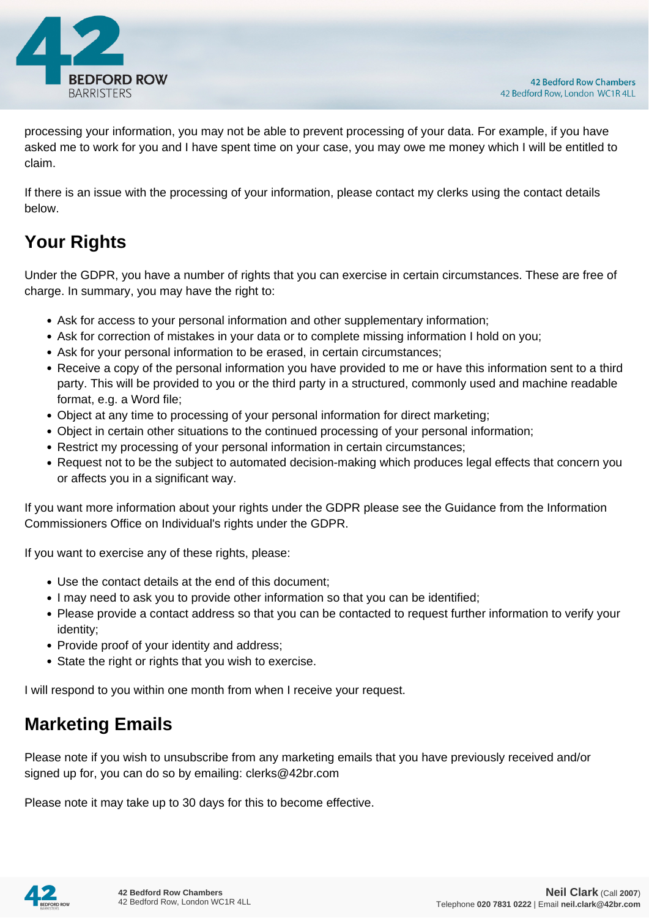processing your information, you may not be able to prevent processing of your data. For example, if you have asked me to work for you and I have spent time on your case, you may owe me money which I will be entitled to claim.

If there is an issue with the processing of your information, please contact my clerks using the contact details below.

## Your Rights

Under the GDPR, you have a number of rights that you can exercise in certain circumstances. These are free of charge. In summary, you may have the right to:

- Ask for access to your personal information and other supplementary information;
- Ask for correction of mistakes in your data or to complete missing information I hold on you;
- Ask for your personal information to be erased, in certain circumstances;
- Receive a copy of the personal information you have provided to me or have this information sent to a third party. This will be provided to you or the third party in a structured, commonly used and machine readable format, e.g. a Word file;
- Object at any time to processing of your personal information for direct marketing;
- Object in certain other situations to the continued processing of your personal information;
- Restrict my processing of your personal information in certain circumstances;
- Request not to be the subject to automated decision-making which produces legal effects that concern you or affects you in a significant way.

If you want more information about your rights under the GDPR please see the Guidance from the Information Commissioners Office on Individual's rights under the GDPR.

If you want to exercise any of these rights, please:

- Use the contact details at the end of this document;
- I may need to ask you to provide other information so that you can be identified;
- Please provide a contact address so that you can be contacted to request further information to verify your identity;
- Provide proof of your identity and address;
- State the right or rights that you wish to exercise.

I will respond to you within one month from when I receive your request.

## Marketing Emails

Please note if you wish to unsubscribe from any marketing emails that you have previously received and/or signed up for, you can do so by emailing: clerks@42br.com

Please note it may take up to 30 days for this to become effective.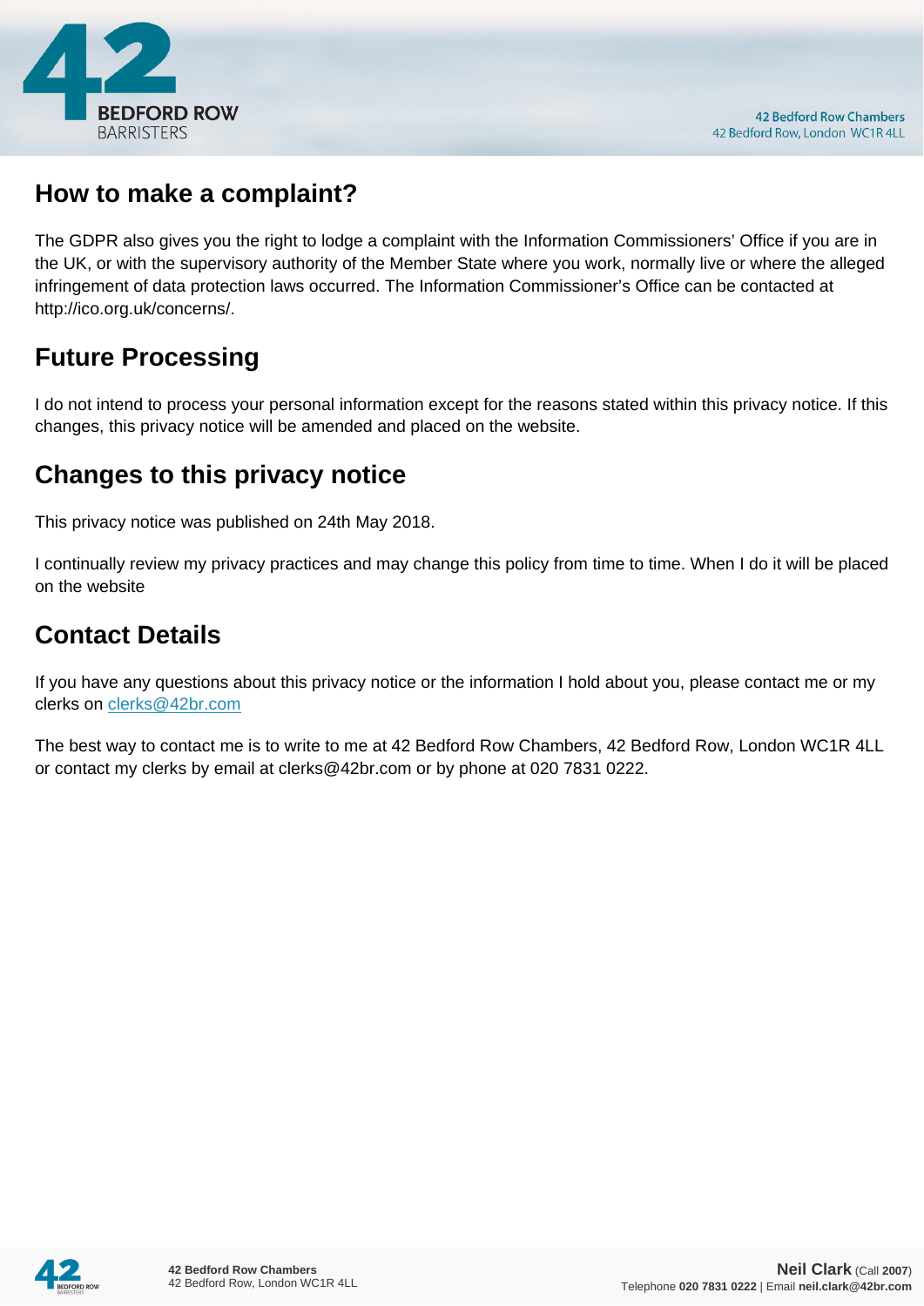## How to make a complaint?

The GDPR also gives you the right to lodge a complaint with the Information Commissioners' Office if you are in the UK, or with the supervisory authority of the Member State where you work, normally live or where the alleged infringement of data protection laws occurred. The Information Commissioner's Office can be contacted at http://ico.org.uk/concerns/.

## Future Processing

I do not intend to process your personal information except for the reasons stated within this privacy notice. If this changes, this privacy notice will be amended and placed on the website.

## Changes to this privacy notice

This privacy notice was published on 24th May 2018.

I continually review my privacy practices and may change this policy from time to time. When I do it will be placed on the website

## Contact Details

If you have any questions about this privacy notice or the information I hold about you, please contact me or my clerks on clerks@42br.com

The best way to contact me is to write to me at 42 Bedford Row Chambers, 42 Bedford Row, London WC1R 4LL or contact my clerks by email at clerks@42br.com or by phone at 020 7831 0222.